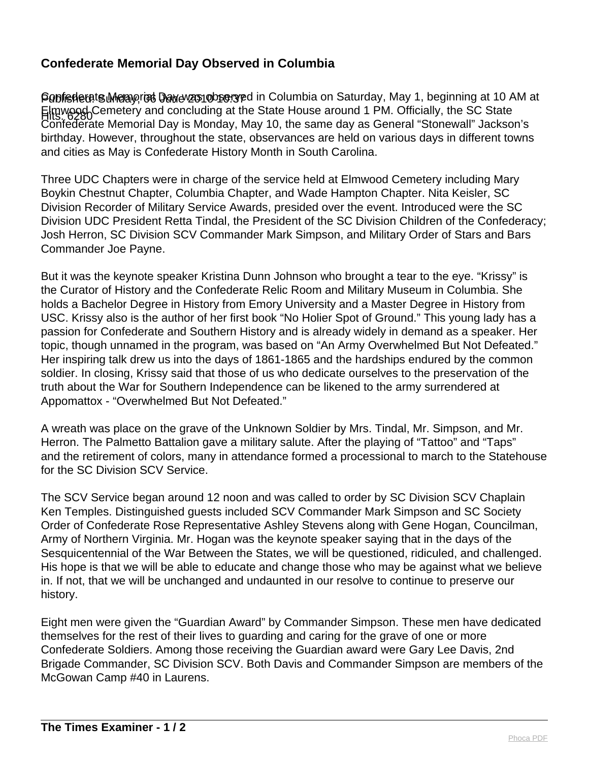# Confederate Memorial Day Observed in Columbia

Published: Sunday, 06 June 2010 16:37
Hits: 6280

Confederate Memorial Day was observed in Columbia on Saturday, May 1, beginning at 10 AM at Elmwood Cemetery and concluding at the State House around 1 PM. Officially, the SC State Confederate Memorial Day is Monday, May 10, the same day as General "Stonewall" Jackson's birthday. However, throughout the state, observances are held on various days in different towns and cities as May is Confederate History Month in South Carolina.

Three UDC Chapters were in charge of the service held at Elmwood Cemetery including Mary Boykin Chestnut Chapter, Columbia Chapter, and Wade Hampton Chapter. Nita Keisler, SC Division Recorder of Military Service Awards, presided over the event. Introduced were the SC Division UDC President Retta Tindal, the President of the SC Division Children of the Confederacy; Josh Herron, SC Division SCV Commander Mark Simpson, and Military Order of Stars and Bars Commander Joe Payne.

But it was the keynote speaker Kristina Dunn Johnson who brought a tear to the eye. "Krissy" is the Curator of History and the Confederate Relic Room and Military Museum in Columbia. She holds a Bachelor Degree in History from Emory University and a Master Degree in History from USC. Krissy also is the author of her first book "No Holier Spot of Ground." This young lady has a passion for Confederate and Southern History and is already widely in demand as a speaker. Her topic, though unnamed in the program, was based on "An Army Overwhelmed But Not Defeated." Her inspiring talk drew us into the days of 1861-1865 and the hardships endured by the common soldier. In closing, Krissy said that those of us who dedicate ourselves to the preservation of the truth about the War for Southern Independence can be likened to the army surrendered at Appomattox - "Overwhelmed But Not Defeated."

A wreath was place on the grave of the Unknown Soldier by Mrs. Tindal, Mr. Simpson, and Mr. Herron. The Palmetto Battalion gave a military salute. After the playing of "Tattoo" and "Taps" and the retirement of colors, many in attendance formed a processional to march to the Statehouse for the SC Division SCV Service.

The SCV Service began around 12 noon and was called to order by SC Division SCV Chaplain Ken Temples. Distinguished guests included SCV Commander Mark Simpson and SC Society Order of Confederate Rose Representative Ashley Stevens along with Gene Hogan, Councilman, Army of Northern Virginia. Mr. Hogan was the keynote speaker saying that in the days of the Sesquicentennial of the War Between the States, we will be questioned, ridiculed, and challenged. His hope is that we will be able to educate and change those who may be against what we believe in. If not, that we will be unchanged and undaunted in our resolve to continue to preserve our history.

Eight men were given the "Guardian Award" by Commander Simpson. These men have dedicated themselves for the rest of their lives to guarding and caring for the grave of one or more Confederate Soldiers. Among those receiving the Guardian award were Gary Lee Davis, 2nd Brigade Commander, SC Division SCV. Both Davis and Commander Simpson are members of the McGowan Camp #40 in Laurens.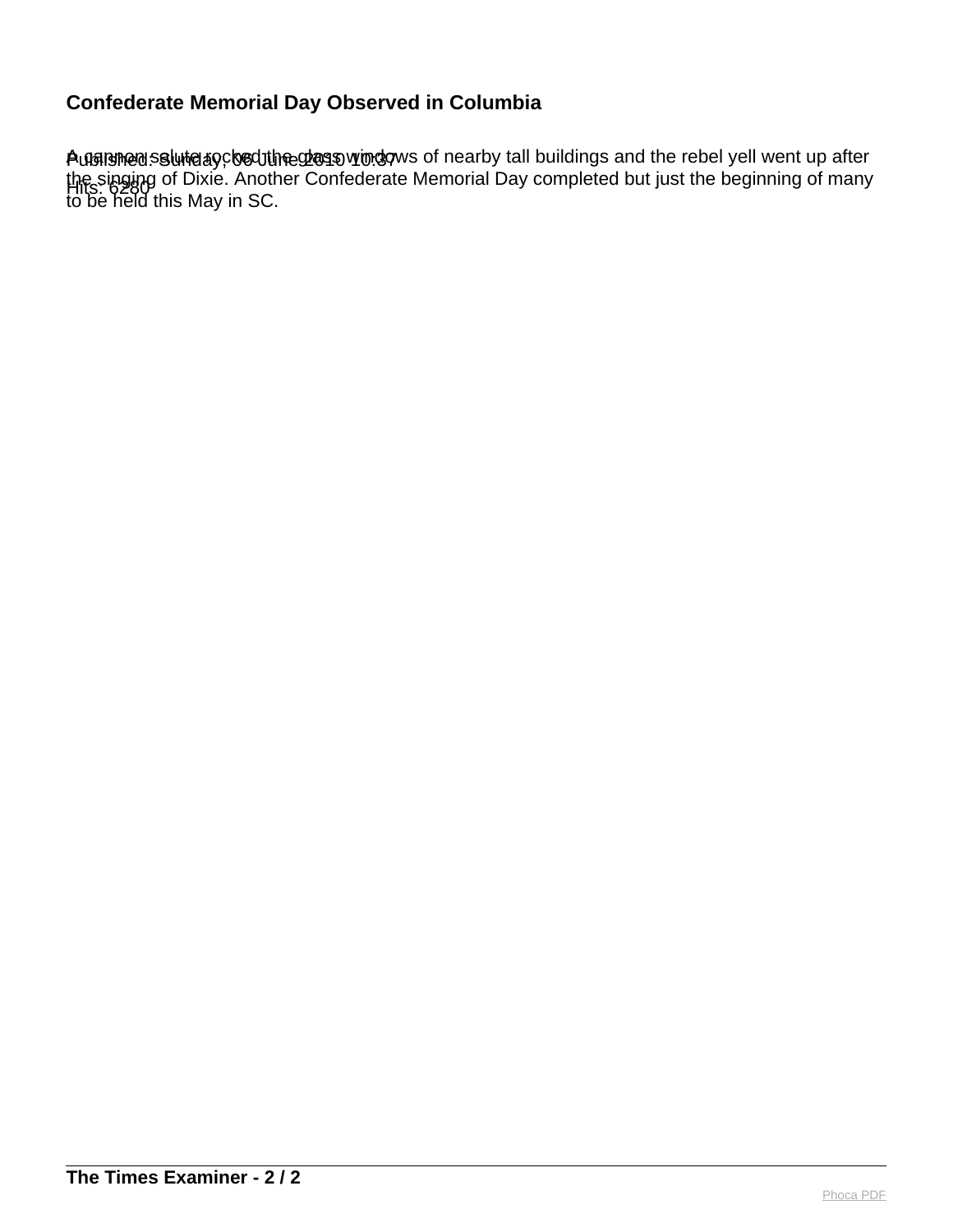A cannon salute rocked the glass windows of nearby tall buildings and the rebel yell went up after the singing of Dixie. Another Confederate Memorial Day completed but just the beginning of many to be held this May in SC.